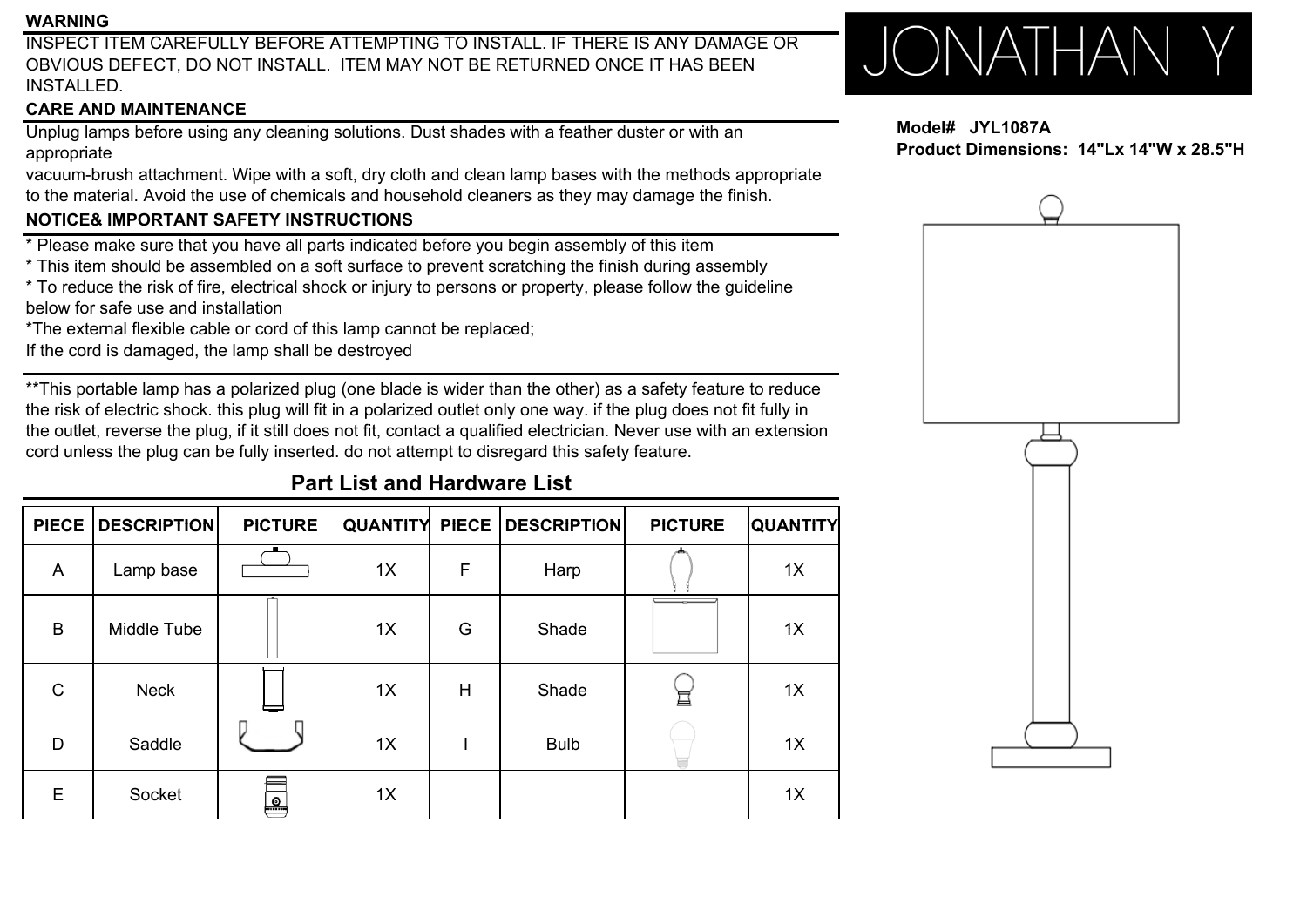**WARNING**

INSPECT ITEM CAREFULLY BEFORE ATTEMPTING TO INSTALL. IF THERE IS ANY DAMAGE OR OBVIOUS DEFECT, DO NOT INSTALL. ITEM MAY NOT BE RETURNED ONCE IT HAS BEEN INSTALLED.

**CARE AND MAINTENANCE**

Unplug lamps before using any cleaning solutions. Dust shades with a feather duster or with an appropriate
vacuum-brush attachment. Wipe with a soft, dry cloth and clean lamp bases with the methods appropriate to the material. Avoid the use of chemicals and household cleaners as they may damage the finish.

**NOTICE& IMPORTANT SAFETY INSTRUCTIONS**

* Please make sure that you have all parts indicated before you begin assembly of this item
* This item should be assembled on a soft surface to prevent scratching the finish during assembly
* To reduce the risk of fire, electrical shock or injury to persons or property, please follow the guideline below for safe use and installation
*The external flexible cable or cord of this lamp cannot be replaced;
If the cord is damaged, the lamp shall be destroyed

**This portable lamp has a polarized plug (one blade is wider than the other) as a safety feature to reduce the risk of electric shock. this plug will fit in a polarized outlet only one way. if the plug does not fit fully in the outlet, reverse the plug, if it still does not fit, contact a qualified electrician. Never use with an extension cord unless the plug can be fully inserted. do not attempt to disregard this safety feature.

## Part List and Hardware List

| PIECE | DESCRIPTION | PICTURE | QUANTITY | PIECE | DESCRIPTION | PICTURE | QUANTITY |
|---|---|---|---|---|---|---|---|
| A | Lamp base | | 1X | F | Harp | | 1X |
| B | Middle Tube | | 1X | G | Shade | | 1X |
| C | Neck | | 1X | H | Shade | | 1X |
| D | Saddle | | 1X | I | Bulb | | 1X |
| E | Socket | | 1X | | | | 1X |

JONATHAN Y

**Model# JYL1087A**
**Product Dimensions: 14"Lx 14"W x 28.5"H**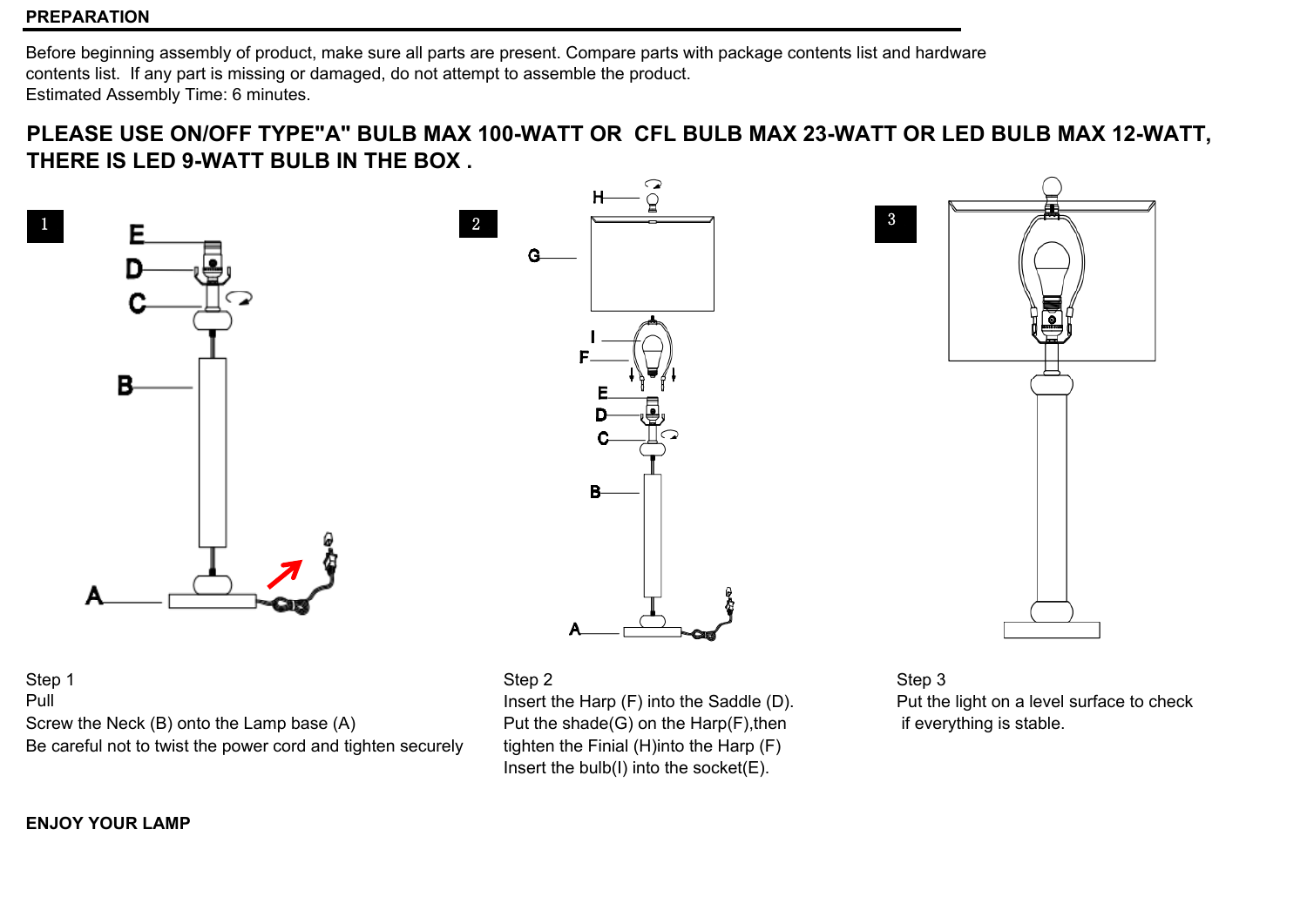## PREPARATION

Before beginning assembly of product, make sure all parts are present. Compare parts with package contents list and hardware contents list. If any part is missing or damaged, do not attempt to assemble the product.
Estimated Assembly Time: 6 minutes.

**PLEASE USE ON/OFF TYPE"A" BULB MAX 100-WATT OR CFL BULB MAX 23-WATT OR LED BULB MAX 12-WATT, THERE IS LED 9-WATT BULB IN THE BOX .**

Step 1
Pull
Screw the Neck (B) onto the Lamp base (A)
Be careful not to twist the power cord and tighten securely

Step 2
Insert the Harp (F) into the Saddle (D).
Put the shade(G) on the Harp(F),then tighten the Finial (H)into the Harp (F)
Insert the bulb(I) into the socket(E).

Step 3
Put the light on a level surface to check if everything is stable.

**ENJOY YOUR LAMP**